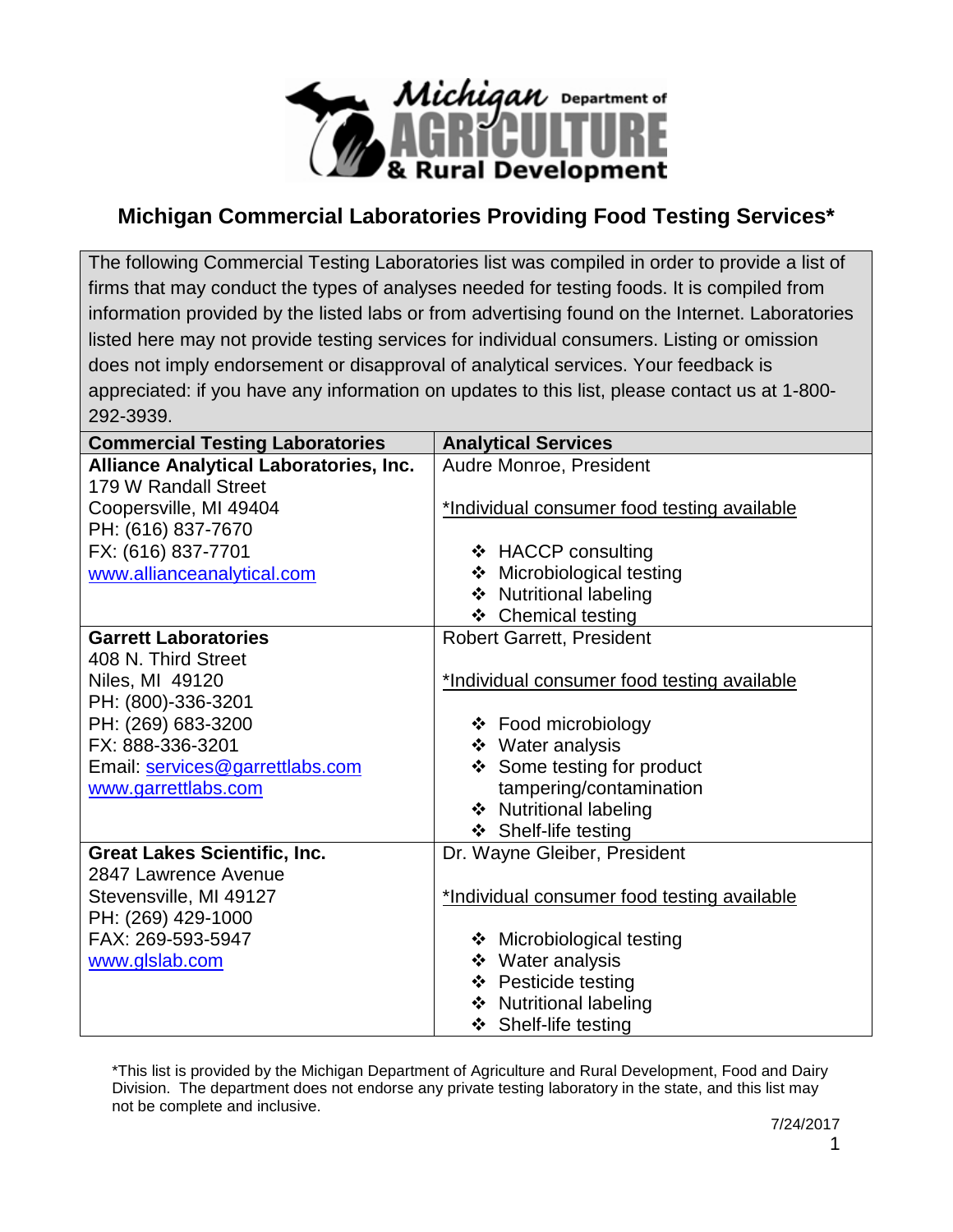Michigan Department of AGRICULTURE & Rural Development

# Michigan Commercial Laboratories Providing Food Testing Services*

The following Commercial Testing Laboratories list was compiled in order to provide a list of firms that may conduct the types of analyses needed for testing foods. It is compiled from information provided by the listed labs or from advertising found on the Internet. Laboratories listed here may not provide testing services for individual consumers. Listing or omission does not imply endorsement or disapproval of analytical services. Your feedback is appreciated: if you have any information on updates to this list, please contact us at 1-800-292-3939.

| Commercial Testing Laboratories | Analytical Services |
|---|---|
| **Alliance Analytical Laboratories, Inc.**<br>179 W Randall Street<br>Coopersville, MI 49404<br>PH: (616) 837-7670<br>FX: (616) 837-7701<br>www.allianceanalytical.com | Audre Monroe, President<br><br>*Individual consumer food testing available<br><br>❖ HACCP consulting<br>❖ Microbiological testing<br>❖ Nutritional labeling<br>❖ Chemical testing |
| **Garrett Laboratories**<br>408 N. Third Street<br>Niles, MI 49120<br>PH: (800)-336-3201<br>PH: (269) 683-3200<br>FX: 888-336-3201<br>Email: services@garrettlabs.com<br>www.garrettlabs.com | Robert Garrett, President<br><br>*Individual consumer food testing available<br><br>❖ Food microbiology<br>❖ Water analysis<br>❖ Some testing for product tampering/contamination<br>❖ Nutritional labeling<br>❖ Shelf-life testing |
| **Great Lakes Scientific, Inc.**<br>2847 Lawrence Avenue<br>Stevensville, MI 49127<br>PH: (269) 429-1000<br>FAX: 269-593-5947<br>www.glslab.com | Dr. Wayne Gleiber, President<br><br>*Individual consumer food testing available<br><br>❖ Microbiological testing<br>❖ Water analysis<br>❖ Pesticide testing<br>❖ Nutritional labeling<br>❖ Shelf-life testing |

*This list is provided by the Michigan Department of Agriculture and Rural Development, Food and Dairy Division. The department does not endorse any private testing laboratory in the state, and this list may not be complete and inclusive.

7/24/2017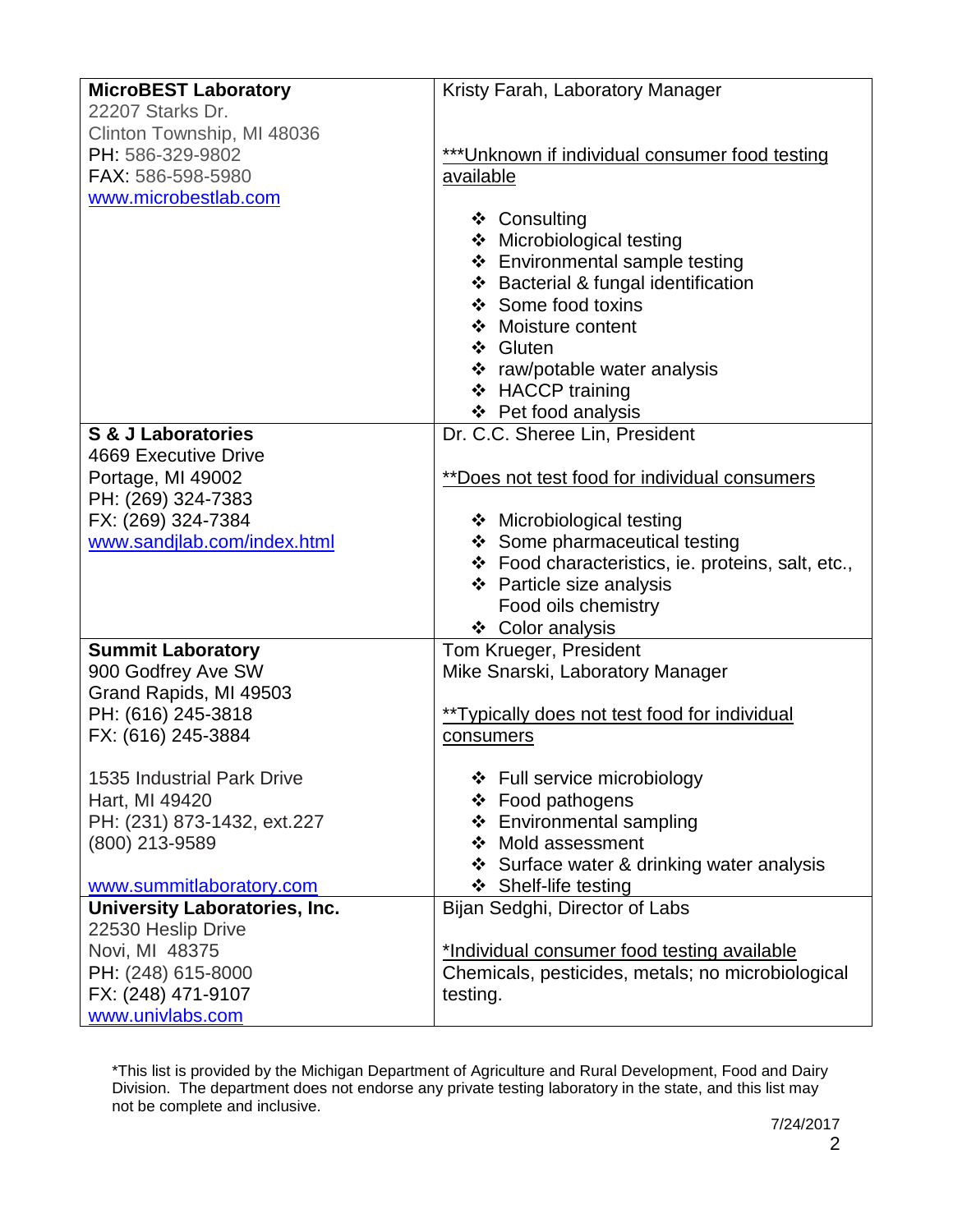| | |
|---|---|
| **MicroBEST Laboratory**<br>22207 Starks Dr.<br>Clinton Township, MI 48036<br>PH: 586-329-9802<br>FAX: 586-598-5980<br>www.microbestlab.com | Kristy Farah, Laboratory Manager<br><br>***Unknown if individual consumer food testing available<br><br>❖ Consulting<br>❖ Microbiological testing<br>❖ Environmental sample testing<br>❖ Bacterial & fungal identification<br>❖ Some food toxins<br>❖ Moisture content<br>❖ Gluten<br>❖ raw/potable water analysis<br>❖ HACCP training<br>❖ Pet food analysis |
| **S & J Laboratories**<br>4669 Executive Drive<br>Portage, MI 49002<br>PH: (269) 324-7383<br>FX: (269) 324-7384<br>www.sandjlab.com/index.html | Dr. C.C. Sheree Lin, President<br><br>**Does not test food for individual consumers<br><br>❖ Microbiological testing<br>❖ Some pharmaceutical testing<br>❖ Food characteristics, ie. proteins, salt, etc.,<br>❖ Particle size analysis<br>Food oils chemistry<br>❖ Color analysis |
| **Summit Laboratory**<br>900 Godfrey Ave SW<br>Grand Rapids, MI 49503<br>PH: (616) 245-3818<br>FX: (616) 245-3884<br><br>1535 Industrial Park Drive<br>Hart, MI 49420<br>PH: (231) 873-1432, ext.227<br>(800) 213-9589<br><br>www.summitlaboratory.com | Tom Krueger, President<br>Mike Snarski, Laboratory Manager<br><br>**Typically does not test food for individual consumers<br><br>❖ Full service microbiology<br>❖ Food pathogens<br>❖ Environmental sampling<br>❖ Mold assessment<br>❖ Surface water & drinking water analysis<br>❖ Shelf-life testing |
| **University Laboratories, Inc.**<br>22530 Heslip Drive<br>Novi, MI 48375<br>PH: (248) 615-8000<br>FX: (248) 471-9107<br>www.univlabs.com | Bijan Sedghi, Director of Labs<br><br>*Individual consumer food testing available<br>Chemicals, pesticides, metals; no microbiological testing. |

*This list is provided by the Michigan Department of Agriculture and Rural Development, Food and Dairy Division. The department does not endorse any private testing laboratory in the state, and this list may not be complete and inclusive.

7/24/2017